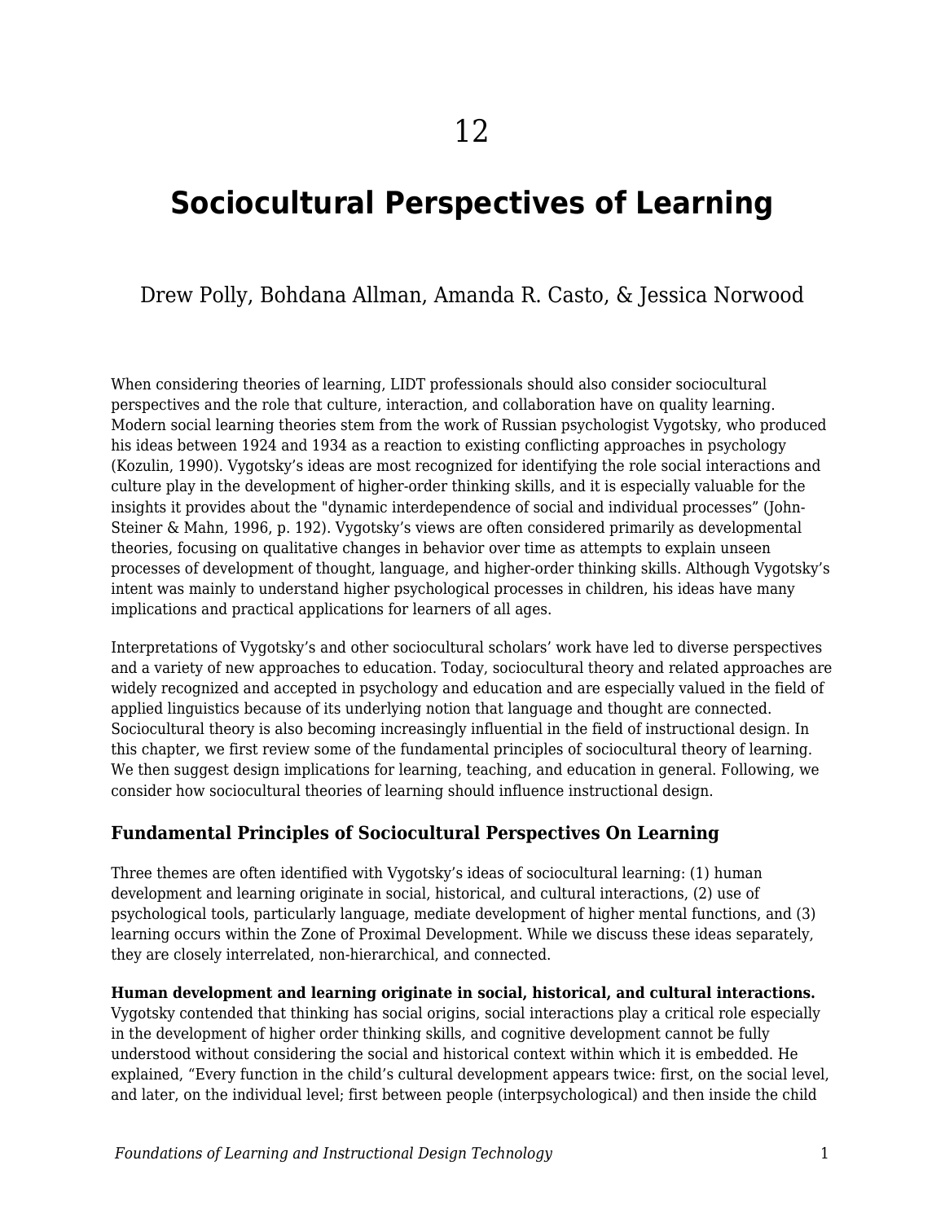12

# Sociocultural Perspectives of Learning

Drew Polly, Bohdana Allman, Amanda R. Casto, & Jessica Norwood

When considering theories of learning, LIDT professionals should also consider sociocultural perspectives and the role that culture, interaction, and collaboration have on quality learning. Modern social learning theories stem from the work of Russian psychologist Vygotsky, who produced his ideas between 1924 and 1934 as a reaction to existing conflicting approaches in psychology (Kozulin, 1990). Vygotsky's ideas are most recognized for identifying the role social interactions and culture play in the development of higher-order thinking skills, and it is especially valuable for the insights it provides about the "dynamic interdependence of social and individual processes" (John-Steiner & Mahn, 1996, p. 192). Vygotsky's views are often considered primarily as developmental theories, focusing on qualitative changes in behavior over time as attempts to explain unseen processes of development of thought, language, and higher-order thinking skills. Although Vygotsky's intent was mainly to understand higher psychological processes in children, his ideas have many implications and practical applications for learners of all ages.

Interpretations of Vygotsky's and other sociocultural scholars' work have led to diverse perspectives and a variety of new approaches to education. Today, sociocultural theory and related approaches are widely recognized and accepted in psychology and education and are especially valued in the field of applied linguistics because of its underlying notion that language and thought are connected. Sociocultural theory is also becoming increasingly influential in the field of instructional design. In this chapter, we first review some of the fundamental principles of sociocultural theory of learning. We then suggest design implications for learning, teaching, and education in general. Following, we consider how sociocultural theories of learning should influence instructional design.

## Fundamental Principles of Sociocultural Perspectives On Learning

Three themes are often identified with Vygotsky's ideas of sociocultural learning: (1) human development and learning originate in social, historical, and cultural interactions, (2) use of psychological tools, particularly language, mediate development of higher mental functions, and (3) learning occurs within the Zone of Proximal Development. While we discuss these ideas separately, they are closely interrelated, non-hierarchical, and connected.

**Human development and learning originate in social, historical, and cultural interactions.** Vygotsky contended that thinking has social origins, social interactions play a critical role especially in the development of higher order thinking skills, and cognitive development cannot be fully understood without considering the social and historical context within which it is embedded. He explained, "Every function in the child's cultural development appears twice: first, on the social level, and later, on the individual level; first between people (interpsychological) and then inside the child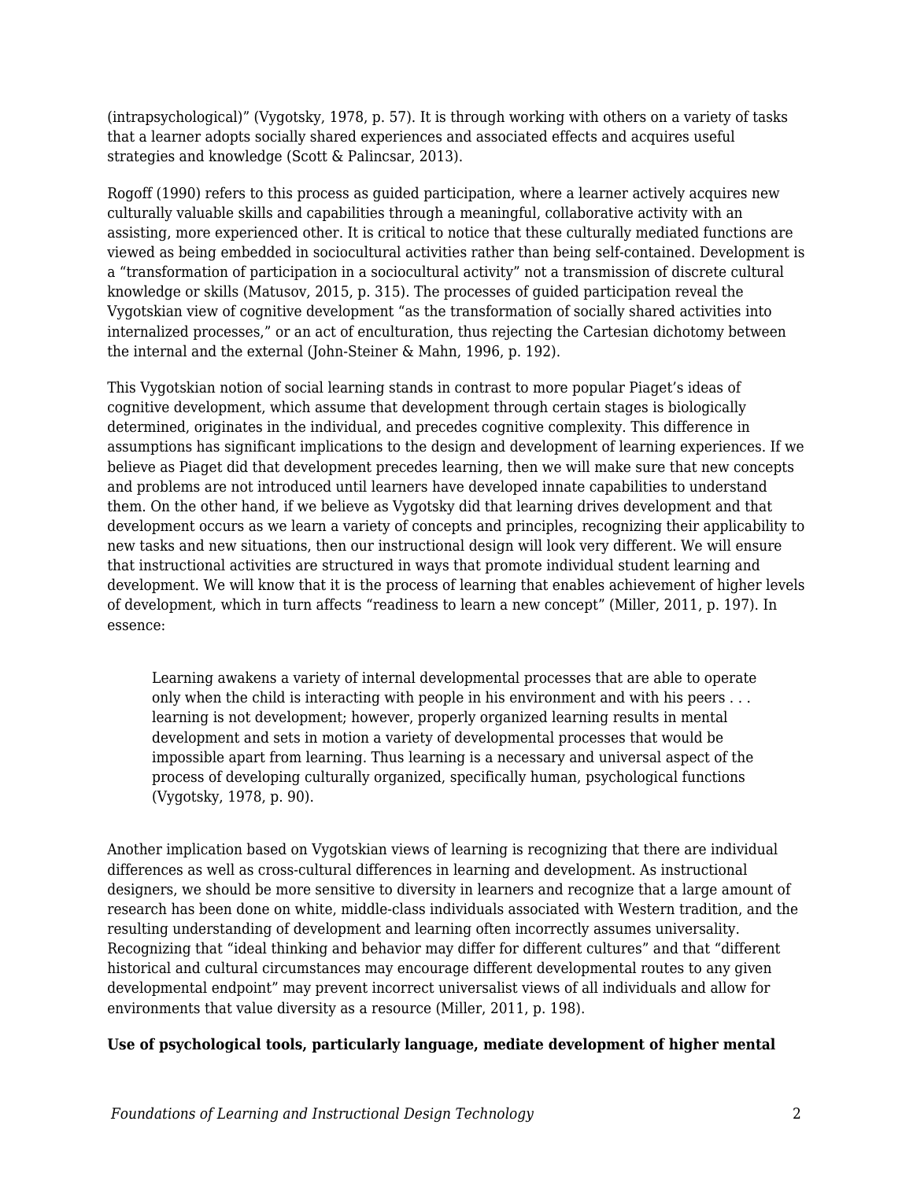(intrapsychological)" (Vygotsky, 1978, p. 57). It is through working with others on a variety of tasks that a learner adopts socially shared experiences and associated effects and acquires useful strategies and knowledge (Scott & Palincsar, 2013).

Rogoff (1990) refers to this process as guided participation, where a learner actively acquires new culturally valuable skills and capabilities through a meaningful, collaborative activity with an assisting, more experienced other. It is critical to notice that these culturally mediated functions are viewed as being embedded in sociocultural activities rather than being self-contained. Development is a "transformation of participation in a sociocultural activity" not a transmission of discrete cultural knowledge or skills (Matusov, 2015, p. 315). The processes of guided participation reveal the Vygotskian view of cognitive development "as the transformation of socially shared activities into internalized processes," or an act of enculturation, thus rejecting the Cartesian dichotomy between the internal and the external (John-Steiner & Mahn, 1996, p. 192).

This Vygotskian notion of social learning stands in contrast to more popular Piaget's ideas of cognitive development, which assume that development through certain stages is biologically determined, originates in the individual, and precedes cognitive complexity. This difference in assumptions has significant implications to the design and development of learning experiences. If we believe as Piaget did that development precedes learning, then we will make sure that new concepts and problems are not introduced until learners have developed innate capabilities to understand them. On the other hand, if we believe as Vygotsky did that learning drives development and that development occurs as we learn a variety of concepts and principles, recognizing their applicability to new tasks and new situations, then our instructional design will look very different. We will ensure that instructional activities are structured in ways that promote individual student learning and development. We will know that it is the process of learning that enables achievement of higher levels of development, which in turn affects "readiness to learn a new concept" (Miller, 2011, p. 197). In essence:

> Learning awakens a variety of internal developmental processes that are able to operate only when the child is interacting with people in his environment and with his peers . . . learning is not development; however, properly organized learning results in mental development and sets in motion a variety of developmental processes that would be impossible apart from learning. Thus learning is a necessary and universal aspect of the process of developing culturally organized, specifically human, psychological functions (Vygotsky, 1978, p. 90).

Another implication based on Vygotskian views of learning is recognizing that there are individual differences as well as cross-cultural differences in learning and development. As instructional designers, we should be more sensitive to diversity in learners and recognize that a large amount of research has been done on white, middle-class individuals associated with Western tradition, and the resulting understanding of development and learning often incorrectly assumes universality. Recognizing that "ideal thinking and behavior may differ for different cultures" and that "different historical and cultural circumstances may encourage different developmental routes to any given developmental endpoint" may prevent incorrect universalist views of all individuals and allow for environments that value diversity as a resource (Miller, 2011, p. 198).

**Use of psychological tools, particularly language, mediate development of higher mental**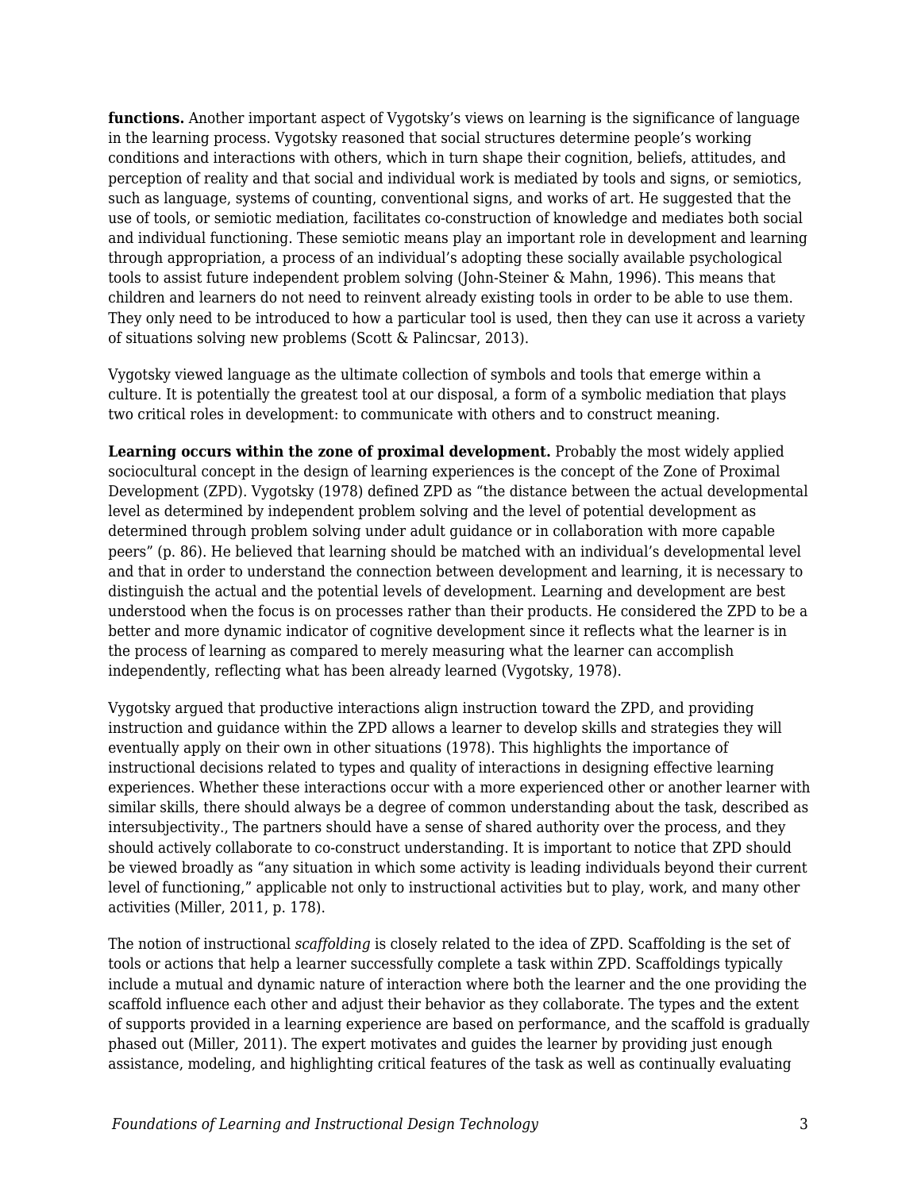**functions.** Another important aspect of Vygotsky's views on learning is the significance of language in the learning process. Vygotsky reasoned that social structures determine people's working conditions and interactions with others, which in turn shape their cognition, beliefs, attitudes, and perception of reality and that social and individual work is mediated by tools and signs, or semiotics, such as language, systems of counting, conventional signs, and works of art. He suggested that the use of tools, or semiotic mediation, facilitates co-construction of knowledge and mediates both social and individual functioning. These semiotic means play an important role in development and learning through appropriation, a process of an individual's adopting these socially available psychological tools to assist future independent problem solving (John-Steiner & Mahn, 1996). This means that children and learners do not need to reinvent already existing tools in order to be able to use them. They only need to be introduced to how a particular tool is used, then they can use it across a variety of situations solving new problems (Scott & Palincsar, 2013).

Vygotsky viewed language as the ultimate collection of symbols and tools that emerge within a culture. It is potentially the greatest tool at our disposal, a form of a symbolic mediation that plays two critical roles in development: to communicate with others and to construct meaning.

**Learning occurs within the zone of proximal development.** Probably the most widely applied sociocultural concept in the design of learning experiences is the concept of the Zone of Proximal Development (ZPD). Vygotsky (1978) defined ZPD as "the distance between the actual developmental level as determined by independent problem solving and the level of potential development as determined through problem solving under adult guidance or in collaboration with more capable peers" (p. 86). He believed that learning should be matched with an individual's developmental level and that in order to understand the connection between development and learning, it is necessary to distinguish the actual and the potential levels of development. Learning and development are best understood when the focus is on processes rather than their products. He considered the ZPD to be a better and more dynamic indicator of cognitive development since it reflects what the learner is in the process of learning as compared to merely measuring what the learner can accomplish independently, reflecting what has been already learned (Vygotsky, 1978).

Vygotsky argued that productive interactions align instruction toward the ZPD, and providing instruction and guidance within the ZPD allows a learner to develop skills and strategies they will eventually apply on their own in other situations (1978). This highlights the importance of instructional decisions related to types and quality of interactions in designing effective learning experiences. Whether these interactions occur with a more experienced other or another learner with similar skills, there should always be a degree of common understanding about the task, described as intersubjectivity., The partners should have a sense of shared authority over the process, and they should actively collaborate to co-construct understanding. It is important to notice that ZPD should be viewed broadly as "any situation in which some activity is leading individuals beyond their current level of functioning," applicable not only to instructional activities but to play, work, and many other activities (Miller, 2011, p. 178).

The notion of instructional *scaffolding* is closely related to the idea of ZPD. Scaffolding is the set of tools or actions that help a learner successfully complete a task within ZPD. Scaffoldings typically include a mutual and dynamic nature of interaction where both the learner and the one providing the scaffold influence each other and adjust their behavior as they collaborate. The types and the extent of supports provided in a learning experience are based on performance, and the scaffold is gradually phased out (Miller, 2011). The expert motivates and guides the learner by providing just enough assistance, modeling, and highlighting critical features of the task as well as continually evaluating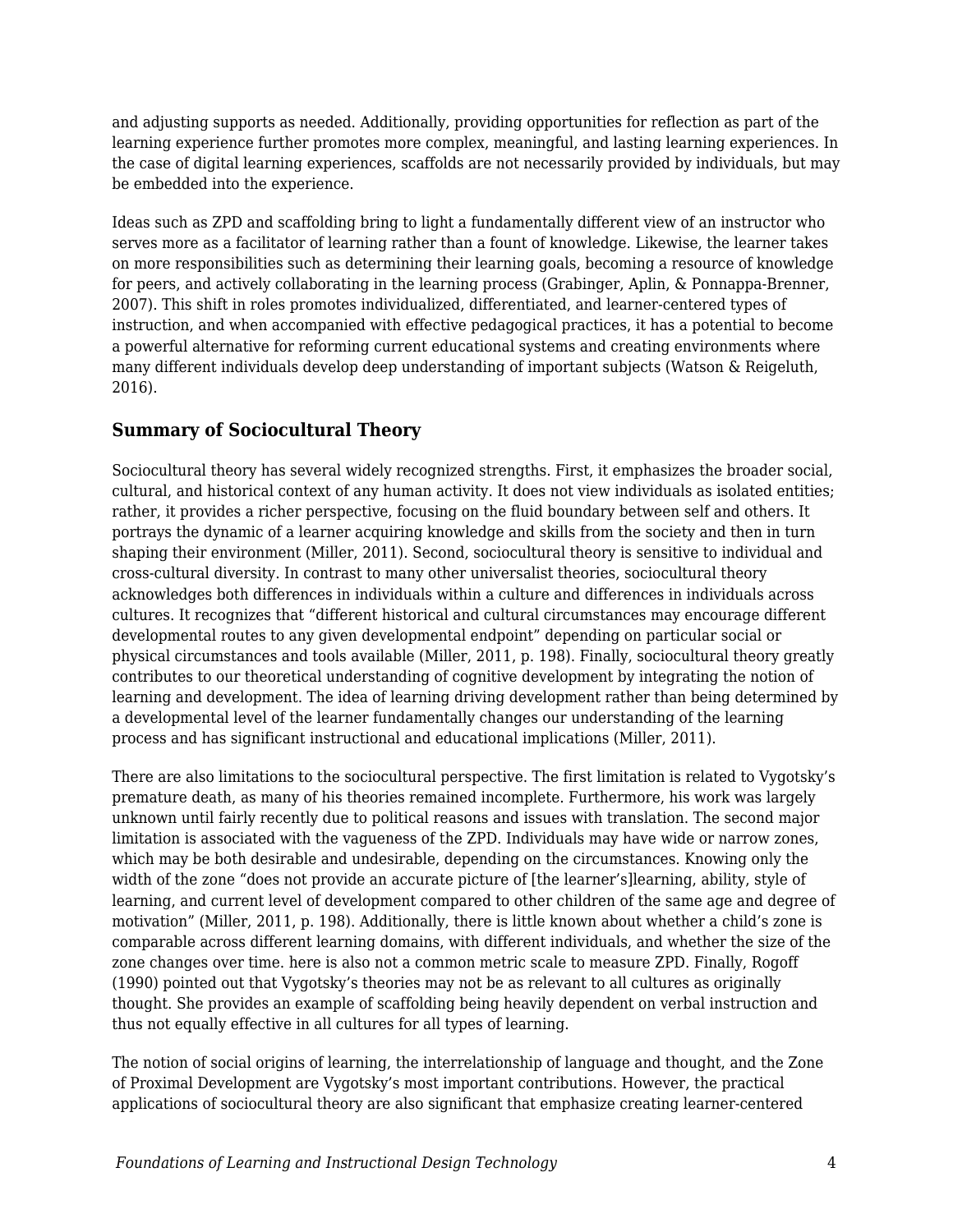and adjusting supports as needed. Additionally, providing opportunities for reflection as part of the learning experience further promotes more complex, meaningful, and lasting learning experiences. In the case of digital learning experiences, scaffolds are not necessarily provided by individuals, but may be embedded into the experience.

Ideas such as ZPD and scaffolding bring to light a fundamentally different view of an instructor who serves more as a facilitator of learning rather than a fount of knowledge. Likewise, the learner takes on more responsibilities such as determining their learning goals, becoming a resource of knowledge for peers, and actively collaborating in the learning process (Grabinger, Aplin, & Ponnappa-Brenner, 2007). This shift in roles promotes individualized, differentiated, and learner-centered types of instruction, and when accompanied with effective pedagogical practices, it has a potential to become a powerful alternative for reforming current educational systems and creating environments where many different individuals develop deep understanding of important subjects (Watson & Reigeluth, 2016).

### Summary of Sociocultural Theory

Sociocultural theory has several widely recognized strengths. First, it emphasizes the broader social, cultural, and historical context of any human activity. It does not view individuals as isolated entities; rather, it provides a richer perspective, focusing on the fluid boundary between self and others. It portrays the dynamic of a learner acquiring knowledge and skills from the society and then in turn shaping their environment (Miller, 2011). Second, sociocultural theory is sensitive to individual and cross-cultural diversity. In contrast to many other universalist theories, sociocultural theory acknowledges both differences in individuals within a culture and differences in individuals across cultures. It recognizes that "different historical and cultural circumstances may encourage different developmental routes to any given developmental endpoint" depending on particular social or physical circumstances and tools available (Miller, 2011, p. 198). Finally, sociocultural theory greatly contributes to our theoretical understanding of cognitive development by integrating the notion of learning and development. The idea of learning driving development rather than being determined by a developmental level of the learner fundamentally changes our understanding of the learning process and has significant instructional and educational implications (Miller, 2011).

There are also limitations to the sociocultural perspective. The first limitation is related to Vygotsky's premature death, as many of his theories remained incomplete. Furthermore, his work was largely unknown until fairly recently due to political reasons and issues with translation. The second major limitation is associated with the vagueness of the ZPD. Individuals may have wide or narrow zones, which may be both desirable and undesirable, depending on the circumstances. Knowing only the width of the zone "does not provide an accurate picture of [the learner's]learning, ability, style of learning, and current level of development compared to other children of the same age and degree of motivation" (Miller, 2011, p. 198). Additionally, there is little known about whether a child's zone is comparable across different learning domains, with different individuals, and whether the size of the zone changes over time. here is also not a common metric scale to measure ZPD. Finally, Rogoff (1990) pointed out that Vygotsky's theories may not be as relevant to all cultures as originally thought. She provides an example of scaffolding being heavily dependent on verbal instruction and thus not equally effective in all cultures for all types of learning.

The notion of social origins of learning, the interrelationship of language and thought, and the Zone of Proximal Development are Vygotsky's most important contributions. However, the practical applications of sociocultural theory are also significant that emphasize creating learner-centered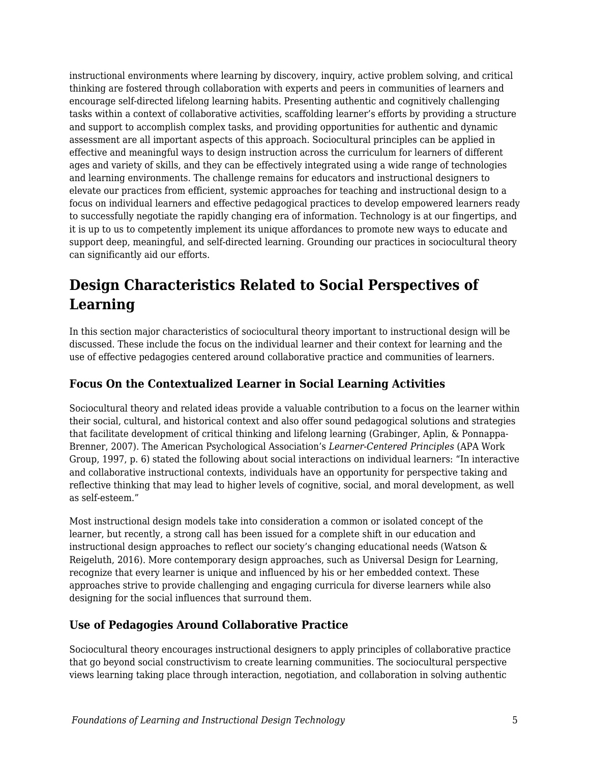instructional environments where learning by discovery, inquiry, active problem solving, and critical thinking are fostered through collaboration with experts and peers in communities of learners and encourage self-directed lifelong learning habits. Presenting authentic and cognitively challenging tasks within a context of collaborative activities, scaffolding learner's efforts by providing a structure and support to accomplish complex tasks, and providing opportunities for authentic and dynamic assessment are all important aspects of this approach. Sociocultural principles can be applied in effective and meaningful ways to design instruction across the curriculum for learners of different ages and variety of skills, and they can be effectively integrated using a wide range of technologies and learning environments. The challenge remains for educators and instructional designers to elevate our practices from efficient, systemic approaches for teaching and instructional design to a focus on individual learners and effective pedagogical practices to develop empowered learners ready to successfully negotiate the rapidly changing era of information. Technology is at our fingertips, and it is up to us to competently implement its unique affordances to promote new ways to educate and support deep, meaningful, and self-directed learning. Grounding our practices in sociocultural theory can significantly aid our efforts.

## Design Characteristics Related to Social Perspectives of Learning

In this section major characteristics of sociocultural theory important to instructional design will be discussed. These include the focus on the individual learner and their context for learning and the use of effective pedagogies centered around collaborative practice and communities of learners.

### Focus On the Contextualized Learner in Social Learning Activities

Sociocultural theory and related ideas provide a valuable contribution to a focus on the learner within their social, cultural, and historical context and also offer sound pedagogical solutions and strategies that facilitate development of critical thinking and lifelong learning (Grabinger, Aplin, & Ponnappa-Brenner, 2007). The American Psychological Association's *Learner-Centered Principles* (APA Work Group, 1997, p. 6) stated the following about social interactions on individual learners: "In interactive and collaborative instructional contexts, individuals have an opportunity for perspective taking and reflective thinking that may lead to higher levels of cognitive, social, and moral development, as well as self-esteem."

Most instructional design models take into consideration a common or isolated concept of the learner, but recently, a strong call has been issued for a complete shift in our education and instructional design approaches to reflect our society's changing educational needs (Watson & Reigeluth, 2016). More contemporary design approaches, such as Universal Design for Learning, recognize that every learner is unique and influenced by his or her embedded context. These approaches strive to provide challenging and engaging curricula for diverse learners while also designing for the social influences that surround them.

### Use of Pedagogies Around Collaborative Practice

Sociocultural theory encourages instructional designers to apply principles of collaborative practice that go beyond social constructivism to create learning communities. The sociocultural perspective views learning taking place through interaction, negotiation, and collaboration in solving authentic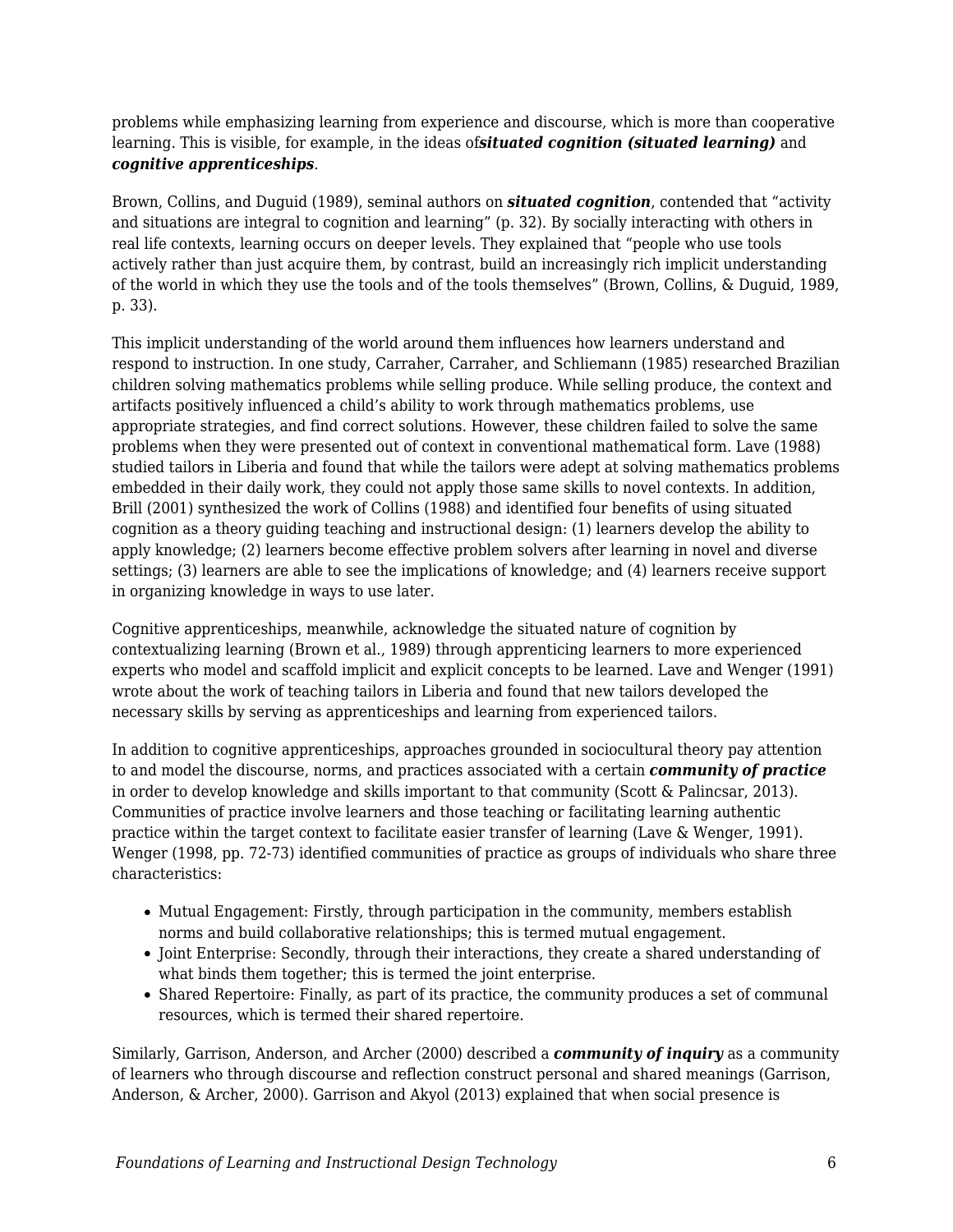problems while emphasizing learning from experience and discourse, which is more than cooperative learning. This is visible, for example, in the ideas of ***situated cognition (situated learning)*** and ***cognitive apprenticeships***.

Brown, Collins, and Duguid (1989), seminal authors on ***situated cognition***, contended that "activity and situations are integral to cognition and learning" (p. 32). By socially interacting with others in real life contexts, learning occurs on deeper levels. They explained that "people who use tools actively rather than just acquire them, by contrast, build an increasingly rich implicit understanding of the world in which they use the tools and of the tools themselves" (Brown, Collins, & Duguid, 1989, p. 33).

This implicit understanding of the world around them influences how learners understand and respond to instruction. In one study, Carraher, Carraher, and Schliemann (1985) researched Brazilian children solving mathematics problems while selling produce. While selling produce, the context and artifacts positively influenced a child's ability to work through mathematics problems, use appropriate strategies, and find correct solutions. However, these children failed to solve the same problems when they were presented out of context in conventional mathematical form. Lave (1988) studied tailors in Liberia and found that while the tailors were adept at solving mathematics problems embedded in their daily work, they could not apply those same skills to novel contexts. In addition, Brill (2001) synthesized the work of Collins (1988) and identified four benefits of using situated cognition as a theory guiding teaching and instructional design: (1) learners develop the ability to apply knowledge; (2) learners become effective problem solvers after learning in novel and diverse settings; (3) learners are able to see the implications of knowledge; and (4) learners receive support in organizing knowledge in ways to use later.

Cognitive apprenticeships, meanwhile, acknowledge the situated nature of cognition by contextualizing learning (Brown et al., 1989) through apprenticing learners to more experienced experts who model and scaffold implicit and explicit concepts to be learned. Lave and Wenger (1991) wrote about the work of teaching tailors in Liberia and found that new tailors developed the necessary skills by serving as apprenticeships and learning from experienced tailors.

In addition to cognitive apprenticeships, approaches grounded in sociocultural theory pay attention to and model the discourse, norms, and practices associated with a certain ***community of practice*** in order to develop knowledge and skills important to that community (Scott & Palincsar, 2013). Communities of practice involve learners and those teaching or facilitating learning authentic practice within the target context to facilitate easier transfer of learning (Lave & Wenger, 1991). Wenger (1998, pp. 72-73) identified communities of practice as groups of individuals who share three characteristics:

- Mutual Engagement: Firstly, through participation in the community, members establish norms and build collaborative relationships; this is termed mutual engagement.
- Joint Enterprise: Secondly, through their interactions, they create a shared understanding of what binds them together; this is termed the joint enterprise.
- Shared Repertoire: Finally, as part of its practice, the community produces a set of communal resources, which is termed their shared repertoire.

Similarly, Garrison, Anderson, and Archer (2000) described a ***community of inquiry*** as a community of learners who through discourse and reflection construct personal and shared meanings (Garrison, Anderson, & Archer, 2000). Garrison and Akyol (2013) explained that when social presence is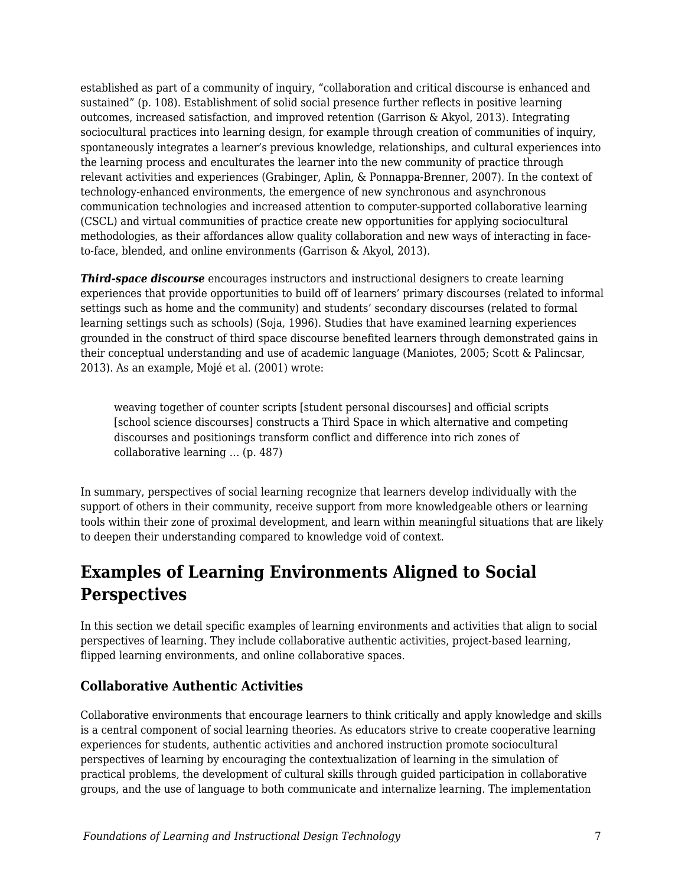established as part of a community of inquiry, "collaboration and critical discourse is enhanced and sustained" (p. 108). Establishment of solid social presence further reflects in positive learning outcomes, increased satisfaction, and improved retention (Garrison & Akyol, 2013). Integrating sociocultural practices into learning design, for example through creation of communities of inquiry, spontaneously integrates a learner's previous knowledge, relationships, and cultural experiences into the learning process and enculturates the learner into the new community of practice through relevant activities and experiences (Grabinger, Aplin, & Ponnappa-Brenner, 2007). In the context of technology-enhanced environments, the emergence of new synchronous and asynchronous communication technologies and increased attention to computer-supported collaborative learning (CSCL) and virtual communities of practice create new opportunities for applying sociocultural methodologies, as their affordances allow quality collaboration and new ways of interacting in face-to-face, blended, and online environments (Garrison & Akyol, 2013).

***Third-space discourse*** encourages instructors and instructional designers to create learning experiences that provide opportunities to build off of learners' primary discourses (related to informal settings such as home and the community) and students' secondary discourses (related to formal learning settings such as schools) (Soja, 1996). Studies that have examined learning experiences grounded in the construct of third space discourse benefited learners through demonstrated gains in their conceptual understanding and use of academic language (Maniotes, 2005; Scott & Palincsar, 2013). As an example, Mojé et al. (2001) wrote:

> weaving together of counter scripts [student personal discourses] and official scripts [school science discourses] constructs a Third Space in which alternative and competing discourses and positionings transform conflict and difference into rich zones of collaborative learning … (p. 487)

In summary, perspectives of social learning recognize that learners develop individually with the support of others in their community, receive support from more knowledgeable others or learning tools within their zone of proximal development, and learn within meaningful situations that are likely to deepen their understanding compared to knowledge void of context.

## Examples of Learning Environments Aligned to Social Perspectives

In this section we detail specific examples of learning environments and activities that align to social perspectives of learning. They include collaborative authentic activities, project-based learning, flipped learning environments, and online collaborative spaces.

### Collaborative Authentic Activities

Collaborative environments that encourage learners to think critically and apply knowledge and skills is a central component of social learning theories. As educators strive to create cooperative learning experiences for students, authentic activities and anchored instruction promote sociocultural perspectives of learning by encouraging the contextualization of learning in the simulation of practical problems, the development of cultural skills through guided participation in collaborative groups, and the use of language to both communicate and internalize learning. The implementation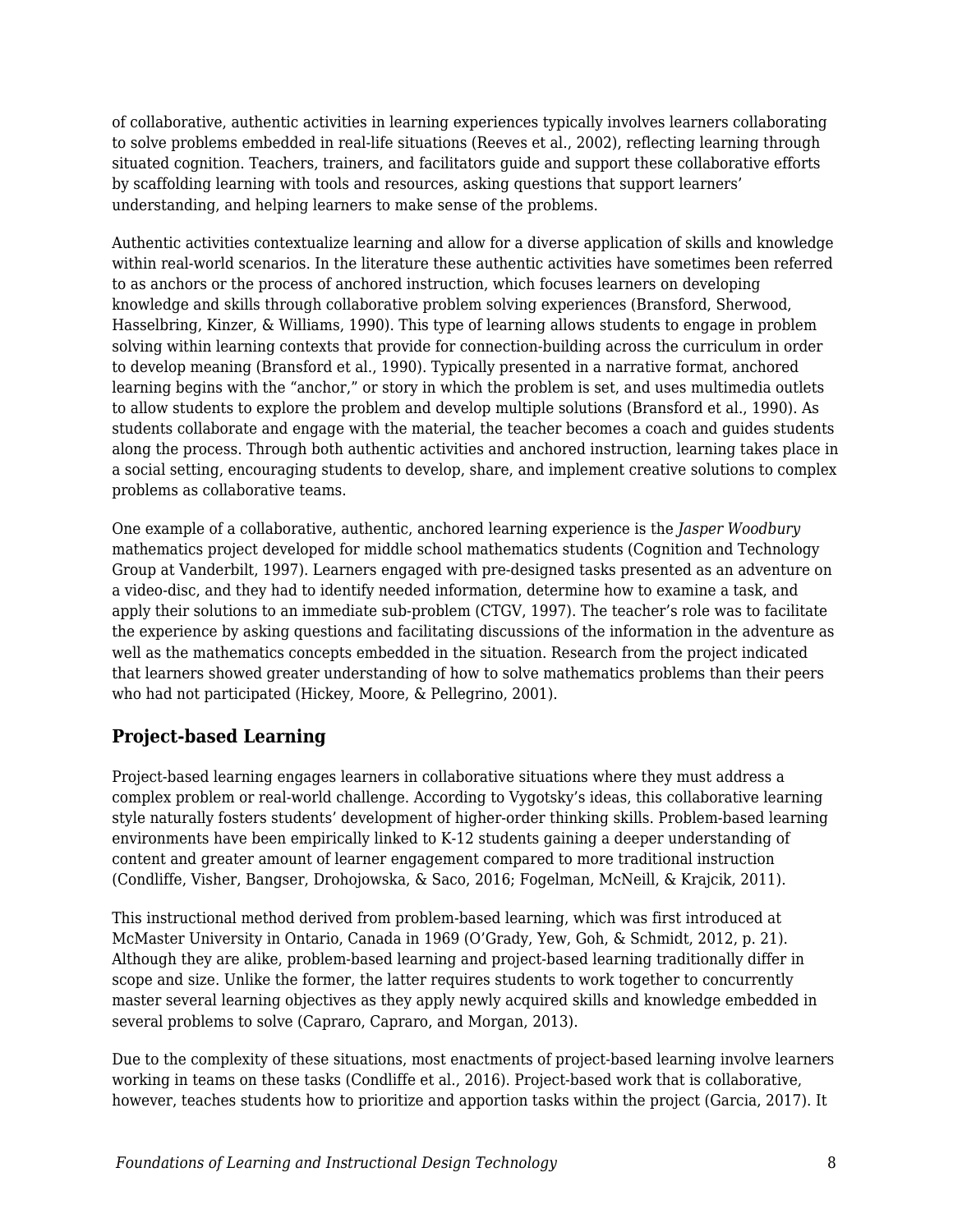of collaborative, authentic activities in learning experiences typically involves learners collaborating to solve problems embedded in real-life situations (Reeves et al., 2002), reflecting learning through situated cognition. Teachers, trainers, and facilitators guide and support these collaborative efforts by scaffolding learning with tools and resources, asking questions that support learners' understanding, and helping learners to make sense of the problems.

Authentic activities contextualize learning and allow for a diverse application of skills and knowledge within real-world scenarios. In the literature these authentic activities have sometimes been referred to as anchors or the process of anchored instruction, which focuses learners on developing knowledge and skills through collaborative problem solving experiences (Bransford, Sherwood, Hasselbring, Kinzer, & Williams, 1990). This type of learning allows students to engage in problem solving within learning contexts that provide for connection-building across the curriculum in order to develop meaning (Bransford et al., 1990). Typically presented in a narrative format, anchored learning begins with the "anchor," or story in which the problem is set, and uses multimedia outlets to allow students to explore the problem and develop multiple solutions (Bransford et al., 1990). As students collaborate and engage with the material, the teacher becomes a coach and guides students along the process. Through both authentic activities and anchored instruction, learning takes place in a social setting, encouraging students to develop, share, and implement creative solutions to complex problems as collaborative teams.

One example of a collaborative, authentic, anchored learning experience is the *Jasper Woodbury* mathematics project developed for middle school mathematics students (Cognition and Technology Group at Vanderbilt, 1997). Learners engaged with pre-designed tasks presented as an adventure on a video-disc, and they had to identify needed information, determine how to examine a task, and apply their solutions to an immediate sub-problem (CTGV, 1997). The teacher's role was to facilitate the experience by asking questions and facilitating discussions of the information in the adventure as well as the mathematics concepts embedded in the situation. Research from the project indicated that learners showed greater understanding of how to solve mathematics problems than their peers who had not participated (Hickey, Moore, & Pellegrino, 2001).

## Project-based Learning

Project-based learning engages learners in collaborative situations where they must address a complex problem or real-world challenge. According to Vygotsky's ideas, this collaborative learning style naturally fosters students' development of higher-order thinking skills. Problem-based learning environments have been empirically linked to K-12 students gaining a deeper understanding of content and greater amount of learner engagement compared to more traditional instruction (Condliffe, Visher, Bangser, Drohojowska, & Saco, 2016; Fogelman, McNeill, & Krajcik, 2011).

This instructional method derived from problem-based learning, which was first introduced at McMaster University in Ontario, Canada in 1969 (O'Grady, Yew, Goh, & Schmidt, 2012, p. 21). Although they are alike, problem-based learning and project-based learning traditionally differ in scope and size. Unlike the former, the latter requires students to work together to concurrently master several learning objectives as they apply newly acquired skills and knowledge embedded in several problems to solve (Capraro, Capraro, and Morgan, 2013).

Due to the complexity of these situations, most enactments of project-based learning involve learners working in teams on these tasks (Condliffe et al., 2016). Project-based work that is collaborative, however, teaches students how to prioritize and apportion tasks within the project (Garcia, 2017). It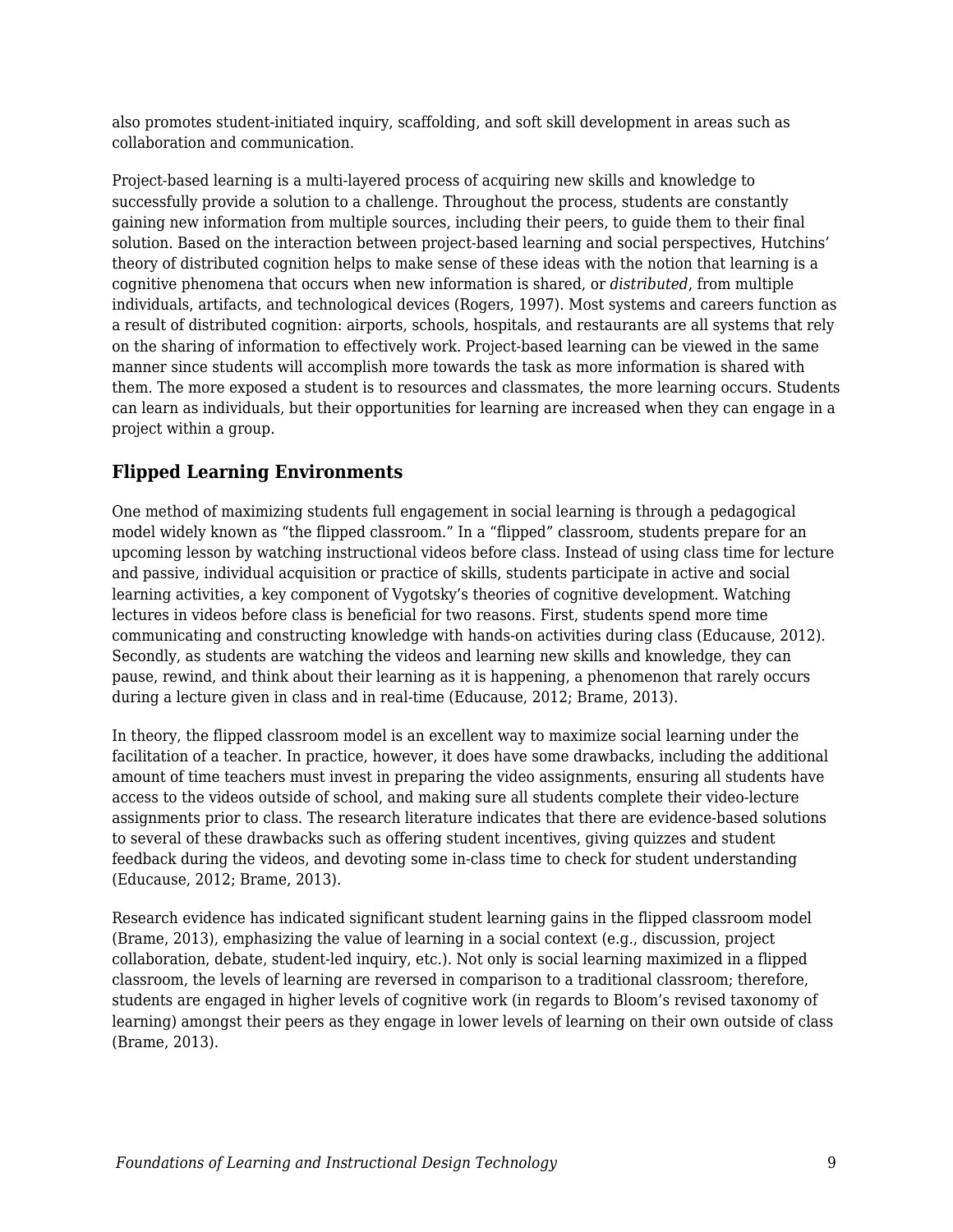also promotes student-initiated inquiry, scaffolding, and soft skill development in areas such as collaboration and communication.

Project-based learning is a multi-layered process of acquiring new skills and knowledge to successfully provide a solution to a challenge. Throughout the process, students are constantly gaining new information from multiple sources, including their peers, to guide them to their final solution. Based on the interaction between project-based learning and social perspectives, Hutchins' theory of distributed cognition helps to make sense of these ideas with the notion that learning is a cognitive phenomena that occurs when new information is shared, or *distributed*, from multiple individuals, artifacts, and technological devices (Rogers, 1997). Most systems and careers function as a result of distributed cognition: airports, schools, hospitals, and restaurants are all systems that rely on the sharing of information to effectively work. Project-based learning can be viewed in the same manner since students will accomplish more towards the task as more information is shared with them. The more exposed a student is to resources and classmates, the more learning occurs. Students can learn as individuals, but their opportunities for learning are increased when they can engage in a project within a group.

## Flipped Learning Environments

One method of maximizing students full engagement in social learning is through a pedagogical model widely known as "the flipped classroom." In a "flipped" classroom, students prepare for an upcoming lesson by watching instructional videos before class. Instead of using class time for lecture and passive, individual acquisition or practice of skills, students participate in active and social learning activities, a key component of Vygotsky's theories of cognitive development. Watching lectures in videos before class is beneficial for two reasons. First, students spend more time communicating and constructing knowledge with hands-on activities during class (Educause, 2012). Secondly, as students are watching the videos and learning new skills and knowledge, they can pause, rewind, and think about their learning as it is happening, a phenomenon that rarely occurs during a lecture given in class and in real-time (Educause, 2012; Brame, 2013).

In theory, the flipped classroom model is an excellent way to maximize social learning under the facilitation of a teacher. In practice, however, it does have some drawbacks, including the additional amount of time teachers must invest in preparing the video assignments, ensuring all students have access to the videos outside of school, and making sure all students complete their video-lecture assignments prior to class. The research literature indicates that there are evidence-based solutions to several of these drawbacks such as offering student incentives, giving quizzes and student feedback during the videos, and devoting some in-class time to check for student understanding (Educause, 2012; Brame, 2013).

Research evidence has indicated significant student learning gains in the flipped classroom model (Brame, 2013), emphasizing the value of learning in a social context (e.g., discussion, project collaboration, debate, student-led inquiry, etc.). Not only is social learning maximized in a flipped classroom, the levels of learning are reversed in comparison to a traditional classroom; therefore, students are engaged in higher levels of cognitive work (in regards to Bloom's revised taxonomy of learning) amongst their peers as they engage in lower levels of learning on their own outside of class (Brame, 2013).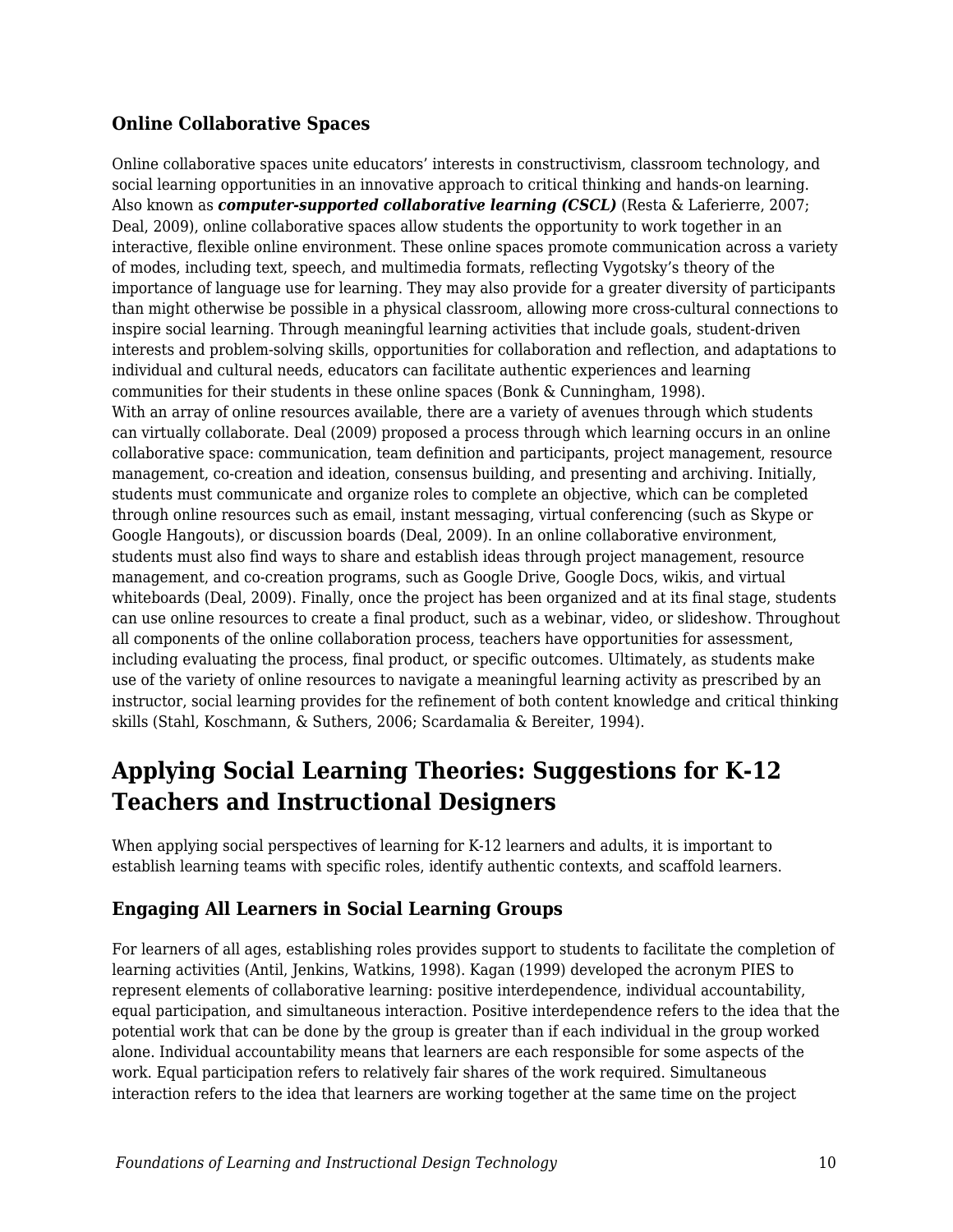### Online Collaborative Spaces

Online collaborative spaces unite educators' interests in constructivism, classroom technology, and social learning opportunities in an innovative approach to critical thinking and hands-on learning. Also known as ***computer-supported collaborative learning (CSCL)*** (Resta & Laferierre, 2007; Deal, 2009), online collaborative spaces allow students the opportunity to work together in an interactive, flexible online environment. These online spaces promote communication across a variety of modes, including text, speech, and multimedia formats, reflecting Vygotsky's theory of the importance of language use for learning. They may also provide for a greater diversity of participants than might otherwise be possible in a physical classroom, allowing more cross-cultural connections to inspire social learning. Through meaningful learning activities that include goals, student-driven interests and problem-solving skills, opportunities for collaboration and reflection, and adaptations to individual and cultural needs, educators can facilitate authentic experiences and learning communities for their students in these online spaces (Bonk & Cunningham, 1998).

With an array of online resources available, there are a variety of avenues through which students can virtually collaborate. Deal (2009) proposed a process through which learning occurs in an online collaborative space: communication, team definition and participants, project management, resource management, co-creation and ideation, consensus building, and presenting and archiving. Initially, students must communicate and organize roles to complete an objective, which can be completed through online resources such as email, instant messaging, virtual conferencing (such as Skype or Google Hangouts), or discussion boards (Deal, 2009). In an online collaborative environment, students must also find ways to share and establish ideas through project management, resource management, and co-creation programs, such as Google Drive, Google Docs, wikis, and virtual whiteboards (Deal, 2009). Finally, once the project has been organized and at its final stage, students can use online resources to create a final product, such as a webinar, video, or slideshow. Throughout all components of the online collaboration process, teachers have opportunities for assessment, including evaluating the process, final product, or specific outcomes. Ultimately, as students make use of the variety of online resources to navigate a meaningful learning activity as prescribed by an instructor, social learning provides for the refinement of both content knowledge and critical thinking skills (Stahl, Koschmann, & Suthers, 2006; Scardamalia & Bereiter, 1994).

## Applying Social Learning Theories: Suggestions for K-12 Teachers and Instructional Designers

When applying social perspectives of learning for K-12 learners and adults, it is important to establish learning teams with specific roles, identify authentic contexts, and scaffold learners.

### Engaging All Learners in Social Learning Groups

For learners of all ages, establishing roles provides support to students to facilitate the completion of learning activities (Antil, Jenkins, Watkins, 1998). Kagan (1999) developed the acronym PIES to represent elements of collaborative learning: positive interdependence, individual accountability, equal participation, and simultaneous interaction. Positive interdependence refers to the idea that the potential work that can be done by the group is greater than if each individual in the group worked alone. Individual accountability means that learners are each responsible for some aspects of the work. Equal participation refers to relatively fair shares of the work required. Simultaneous interaction refers to the idea that learners are working together at the same time on the project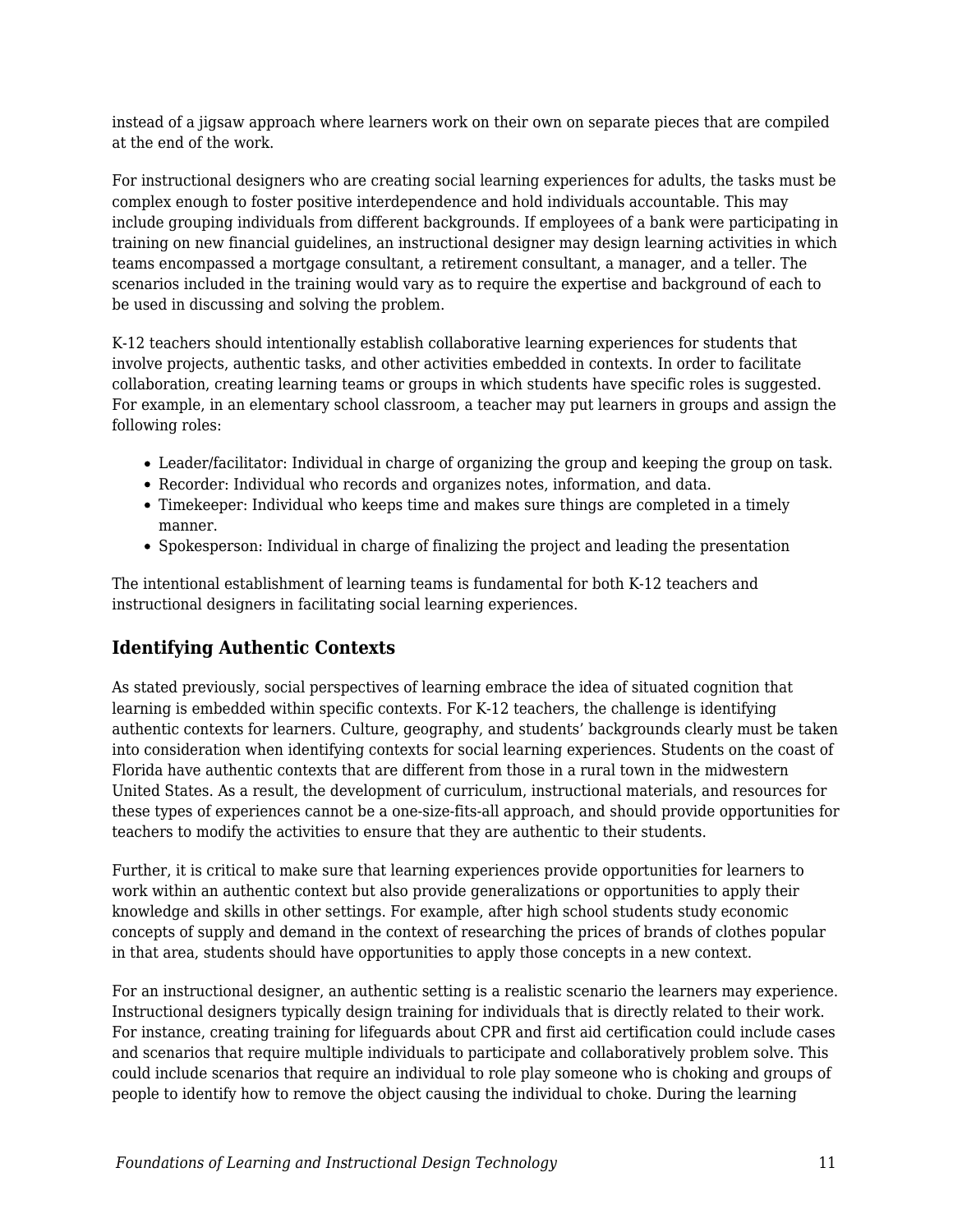instead of a jigsaw approach where learners work on their own on separate pieces that are compiled at the end of the work.

For instructional designers who are creating social learning experiences for adults, the tasks must be complex enough to foster positive interdependence and hold individuals accountable. This may include grouping individuals from different backgrounds. If employees of a bank were participating in training on new financial guidelines, an instructional designer may design learning activities in which teams encompassed a mortgage consultant, a retirement consultant, a manager, and a teller. The scenarios included in the training would vary as to require the expertise and background of each to be used in discussing and solving the problem.

K-12 teachers should intentionally establish collaborative learning experiences for students that involve projects, authentic tasks, and other activities embedded in contexts. In order to facilitate collaboration, creating learning teams or groups in which students have specific roles is suggested. For example, in an elementary school classroom, a teacher may put learners in groups and assign the following roles:

- Leader/facilitator: Individual in charge of organizing the group and keeping the group on task.
- Recorder: Individual who records and organizes notes, information, and data.
- Timekeeper: Individual who keeps time and makes sure things are completed in a timely manner.
- Spokesperson: Individual in charge of finalizing the project and leading the presentation

The intentional establishment of learning teams is fundamental for both K-12 teachers and instructional designers in facilitating social learning experiences.

### Identifying Authentic Contexts

As stated previously, social perspectives of learning embrace the idea of situated cognition that learning is embedded within specific contexts. For K-12 teachers, the challenge is identifying authentic contexts for learners. Culture, geography, and students' backgrounds clearly must be taken into consideration when identifying contexts for social learning experiences. Students on the coast of Florida have authentic contexts that are different from those in a rural town in the midwestern United States. As a result, the development of curriculum, instructional materials, and resources for these types of experiences cannot be a one-size-fits-all approach, and should provide opportunities for teachers to modify the activities to ensure that they are authentic to their students.

Further, it is critical to make sure that learning experiences provide opportunities for learners to work within an authentic context but also provide generalizations or opportunities to apply their knowledge and skills in other settings. For example, after high school students study economic concepts of supply and demand in the context of researching the prices of brands of clothes popular in that area, students should have opportunities to apply those concepts in a new context.

For an instructional designer, an authentic setting is a realistic scenario the learners may experience. Instructional designers typically design training for individuals that is directly related to their work. For instance, creating training for lifeguards about CPR and first aid certification could include cases and scenarios that require multiple individuals to participate and collaboratively problem solve. This could include scenarios that require an individual to role play someone who is choking and groups of people to identify how to remove the object causing the individual to choke. During the learning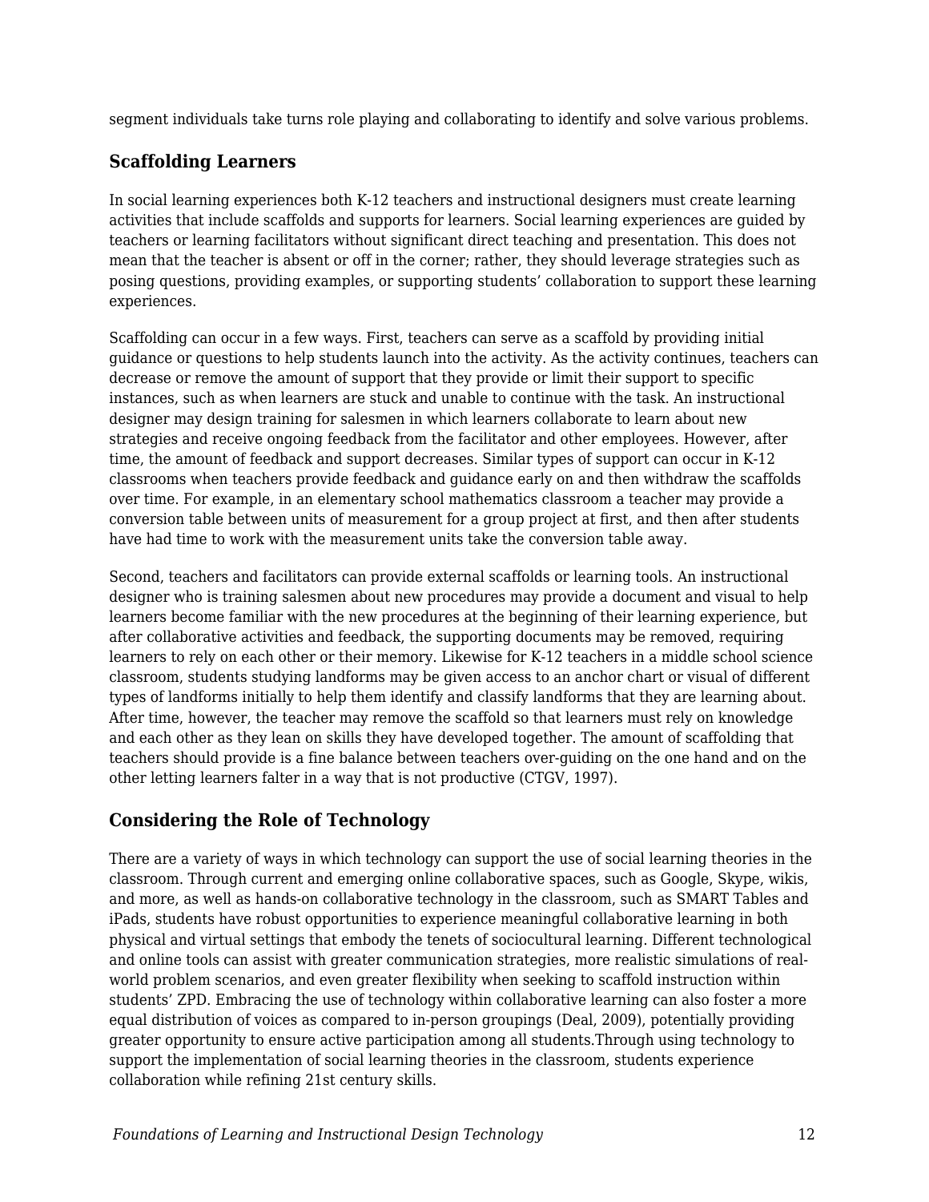segment individuals take turns role playing and collaborating to identify and solve various problems.

## Scaffolding Learners

In social learning experiences both K-12 teachers and instructional designers must create learning activities that include scaffolds and supports for learners. Social learning experiences are guided by teachers or learning facilitators without significant direct teaching and presentation. This does not mean that the teacher is absent or off in the corner; rather, they should leverage strategies such as posing questions, providing examples, or supporting students' collaboration to support these learning experiences.

Scaffolding can occur in a few ways. First, teachers can serve as a scaffold by providing initial guidance or questions to help students launch into the activity. As the activity continues, teachers can decrease or remove the amount of support that they provide or limit their support to specific instances, such as when learners are stuck and unable to continue with the task. An instructional designer may design training for salesmen in which learners collaborate to learn about new strategies and receive ongoing feedback from the facilitator and other employees. However, after time, the amount of feedback and support decreases. Similar types of support can occur in K-12 classrooms when teachers provide feedback and guidance early on and then withdraw the scaffolds over time. For example, in an elementary school mathematics classroom a teacher may provide a conversion table between units of measurement for a group project at first, and then after students have had time to work with the measurement units take the conversion table away.

Second, teachers and facilitators can provide external scaffolds or learning tools. An instructional designer who is training salesmen about new procedures may provide a document and visual to help learners become familiar with the new procedures at the beginning of their learning experience, but after collaborative activities and feedback, the supporting documents may be removed, requiring learners to rely on each other or their memory. Likewise for K-12 teachers in a middle school science classroom, students studying landforms may be given access to an anchor chart or visual of different types of landforms initially to help them identify and classify landforms that they are learning about. After time, however, the teacher may remove the scaffold so that learners must rely on knowledge and each other as they lean on skills they have developed together. The amount of scaffolding that teachers should provide is a fine balance between teachers over-guiding on the one hand and on the other letting learners falter in a way that is not productive (CTGV, 1997).

## Considering the Role of Technology

There are a variety of ways in which technology can support the use of social learning theories in the classroom. Through current and emerging online collaborative spaces, such as Google, Skype, wikis, and more, as well as hands-on collaborative technology in the classroom, such as SMART Tables and iPads, students have robust opportunities to experience meaningful collaborative learning in both physical and virtual settings that embody the tenets of sociocultural learning. Different technological and online tools can assist with greater communication strategies, more realistic simulations of real-world problem scenarios, and even greater flexibility when seeking to scaffold instruction within students' ZPD. Embracing the use of technology within collaborative learning can also foster a more equal distribution of voices as compared to in-person groupings (Deal, 2009), potentially providing greater opportunity to ensure active participation among all students.Through using technology to support the implementation of social learning theories in the classroom, students experience collaboration while refining 21st century skills.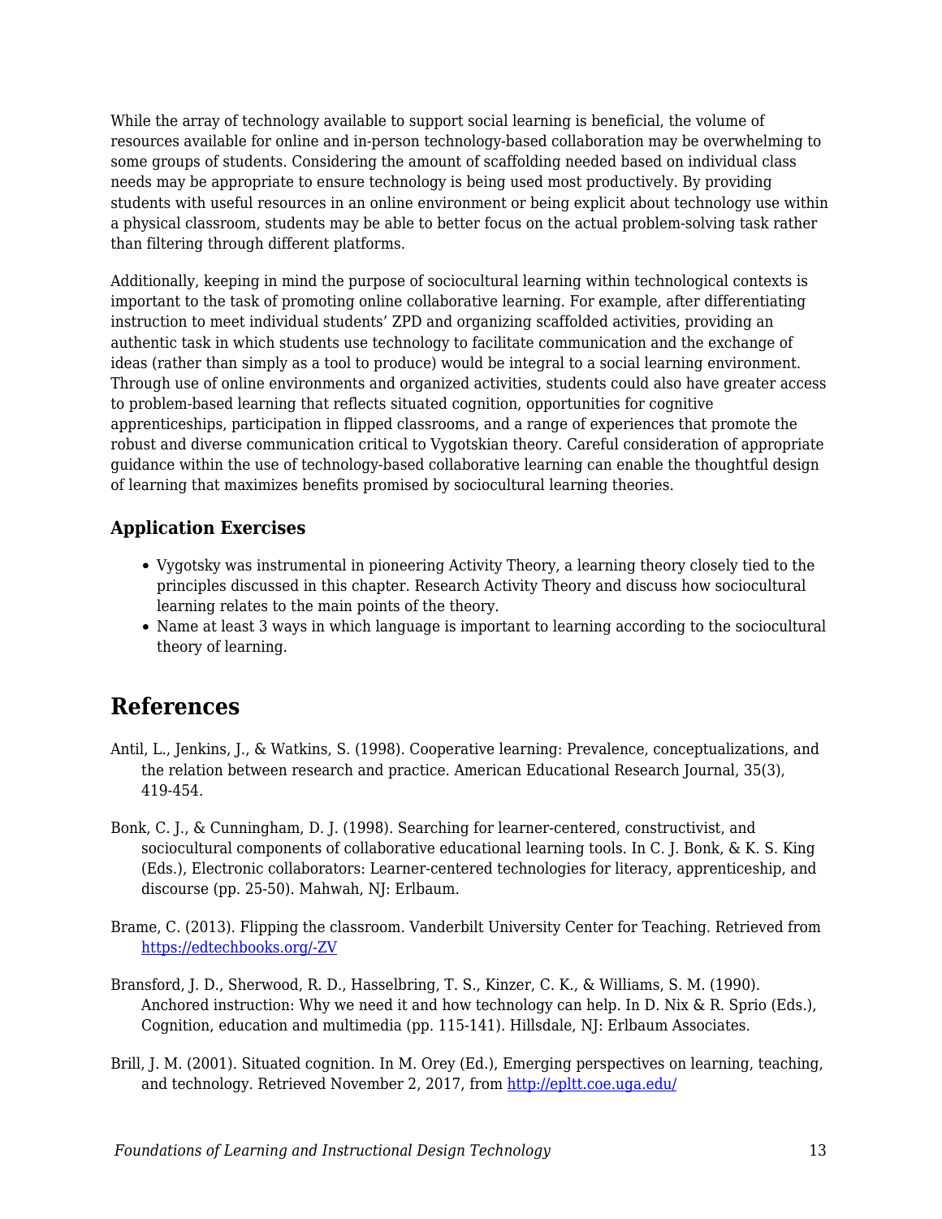While the array of technology available to support social learning is beneficial, the volume of resources available for online and in-person technology-based collaboration may be overwhelming to some groups of students. Considering the amount of scaffolding needed based on individual class needs may be appropriate to ensure technology is being used most productively. By providing students with useful resources in an online environment or being explicit about technology use within a physical classroom, students may be able to better focus on the actual problem-solving task rather than filtering through different platforms.

Additionally, keeping in mind the purpose of sociocultural learning within technological contexts is important to the task of promoting online collaborative learning. For example, after differentiating instruction to meet individual students' ZPD and organizing scaffolded activities, providing an authentic task in which students use technology to facilitate communication and the exchange of ideas (rather than simply as a tool to produce) would be integral to a social learning environment. Through use of online environments and organized activities, students could also have greater access to problem-based learning that reflects situated cognition, opportunities for cognitive apprenticeships, participation in flipped classrooms, and a range of experiences that promote the robust and diverse communication critical to Vygotskian theory. Careful consideration of appropriate guidance within the use of technology-based collaborative learning can enable the thoughtful design of learning that maximizes benefits promised by sociocultural learning theories.

### Application Exercises

- Vygotsky was instrumental in pioneering Activity Theory, a learning theory closely tied to the principles discussed in this chapter. Research Activity Theory and discuss how sociocultural learning relates to the main points of the theory.
- Name at least 3 ways in which language is important to learning according to the sociocultural theory of learning.

## References

Antil, L., Jenkins, J., & Watkins, S. (1998). Cooperative learning: Prevalence, conceptualizations, and the relation between research and practice. American Educational Research Journal, 35(3), 419-454.

Bonk, C. J., & Cunningham, D. J. (1998). Searching for learner-centered, constructivist, and sociocultural components of collaborative educational learning tools. In C. J. Bonk, & K. S. King (Eds.), Electronic collaborators: Learner-centered technologies for literacy, apprenticeship, and discourse (pp. 25-50). Mahwah, NJ: Erlbaum.

Brame, C. (2013). Flipping the classroom. Vanderbilt University Center for Teaching. Retrieved from [https://edtechbooks.org/-ZV](https://edtechbooks.org/-ZV)

Bransford, J. D., Sherwood, R. D., Hasselbring, T. S., Kinzer, C. K., & Williams, S. M. (1990). Anchored instruction: Why we need it and how technology can help. In D. Nix & R. Sprio (Eds.), Cognition, education and multimedia (pp. 115-141). Hillsdale, NJ: Erlbaum Associates.

Brill, J. M. (2001). Situated cognition. In M. Orey (Ed.), Emerging perspectives on learning, teaching, and technology. Retrieved November 2, 2017, from [http://epltt.coe.uga.edu/](http://epltt.coe.uga.edu/)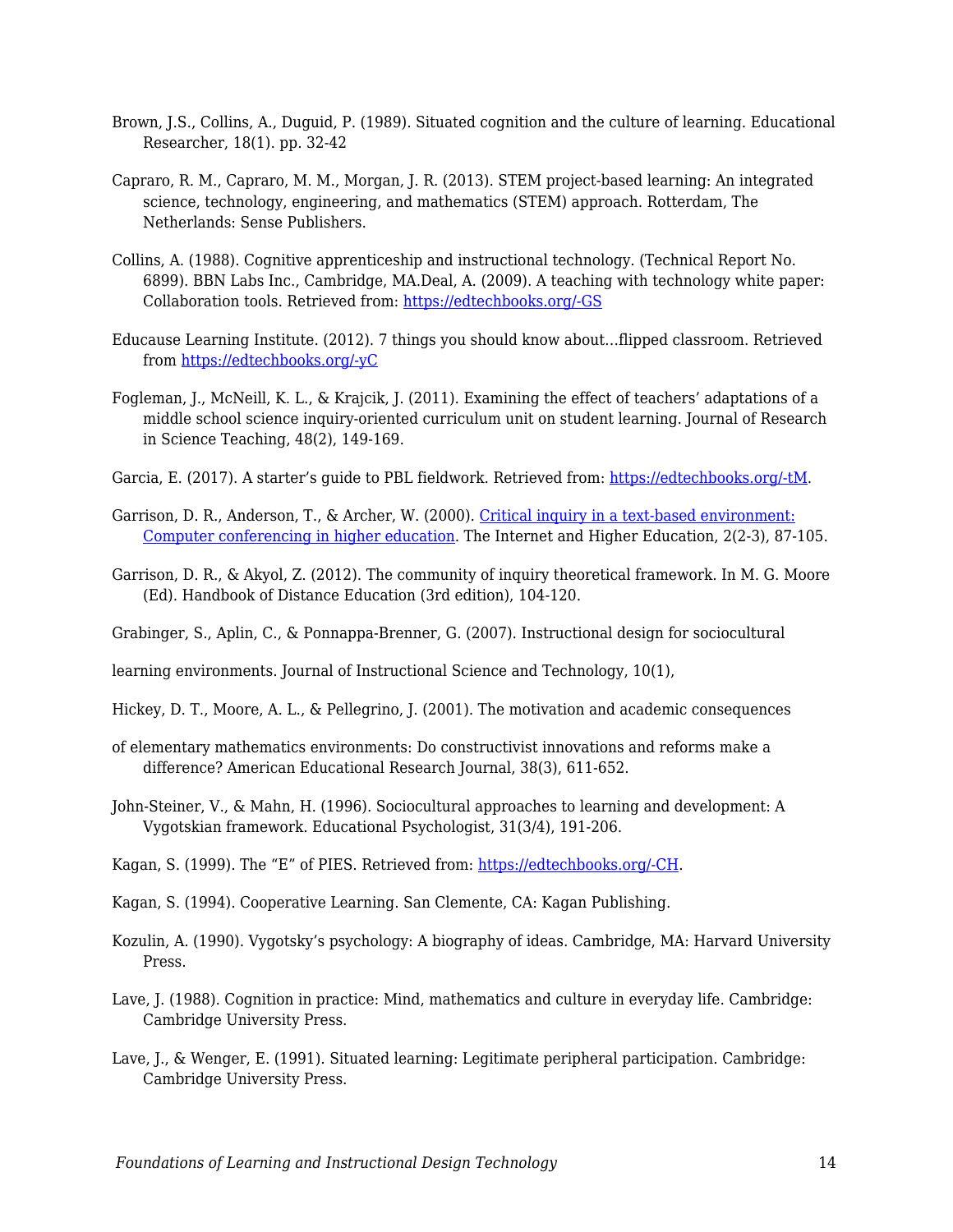Brown, J.S., Collins, A., Duguid, P. (1989). Situated cognition and the culture of learning. Educational Researcher, 18(1). pp. 32-42

Capraro, R. M., Capraro, M. M., Morgan, J. R. (2013). STEM project-based learning: An integrated science, technology, engineering, and mathematics (STEM) approach. Rotterdam, The Netherlands: Sense Publishers.

Collins, A. (1988). Cognitive apprenticeship and instructional technology. (Technical Report No. 6899). BBN Labs Inc., Cambridge, MA.Deal, A. (2009). A teaching with technology white paper: Collaboration tools. Retrieved from: [https://edtechbooks.org/-GS](https://edtechbooks.org/-GS)

Educause Learning Institute. (2012). 7 things you should know about…flipped classroom. Retrieved from [https://edtechbooks.org/-yC](https://edtechbooks.org/-yC)

Fogleman, J., McNeill, K. L., & Krajcik, J. (2011). Examining the effect of teachers' adaptations of a middle school science inquiry-oriented curriculum unit on student learning. Journal of Research in Science Teaching, 48(2), 149-169.

Garcia, E. (2017). A starter's guide to PBL fieldwork. Retrieved from: [https://edtechbooks.org/-tM](https://edtechbooks.org/-tM).

Garrison, D. R., Anderson, T., & Archer, W. (2000). [Critical inquiry in a text-based environment: Computer conferencing in higher education](). The Internet and Higher Education, 2(2-3), 87-105.

Garrison, D. R., & Akyol, Z. (2012). The community of inquiry theoretical framework. In M. G. Moore (Ed). Handbook of Distance Education (3rd edition), 104-120.

Grabinger, S., Aplin, C., & Ponnappa-Brenner, G. (2007). Instructional design for sociocultural

learning environments. Journal of Instructional Science and Technology, 10(1),

Hickey, D. T., Moore, A. L., & Pellegrino, J. (2001). The motivation and academic consequences

of elementary mathematics environments: Do constructivist innovations and reforms make a difference? American Educational Research Journal, 38(3), 611-652.

John-Steiner, V., & Mahn, H. (1996). Sociocultural approaches to learning and development: A Vygotskian framework. Educational Psychologist, 31(3/4), 191-206.

Kagan, S. (1999). The "E" of PIES. Retrieved from: [https://edtechbooks.org/-CH](https://edtechbooks.org/-CH).

Kagan, S. (1994). Cooperative Learning. San Clemente, CA: Kagan Publishing.

Kozulin, A. (1990). Vygotsky's psychology: A biography of ideas. Cambridge, MA: Harvard University Press.

Lave, J. (1988). Cognition in practice: Mind, mathematics and culture in everyday life. Cambridge: Cambridge University Press.

Lave, J., & Wenger, E. (1991). Situated learning: Legitimate peripheral participation. Cambridge: Cambridge University Press.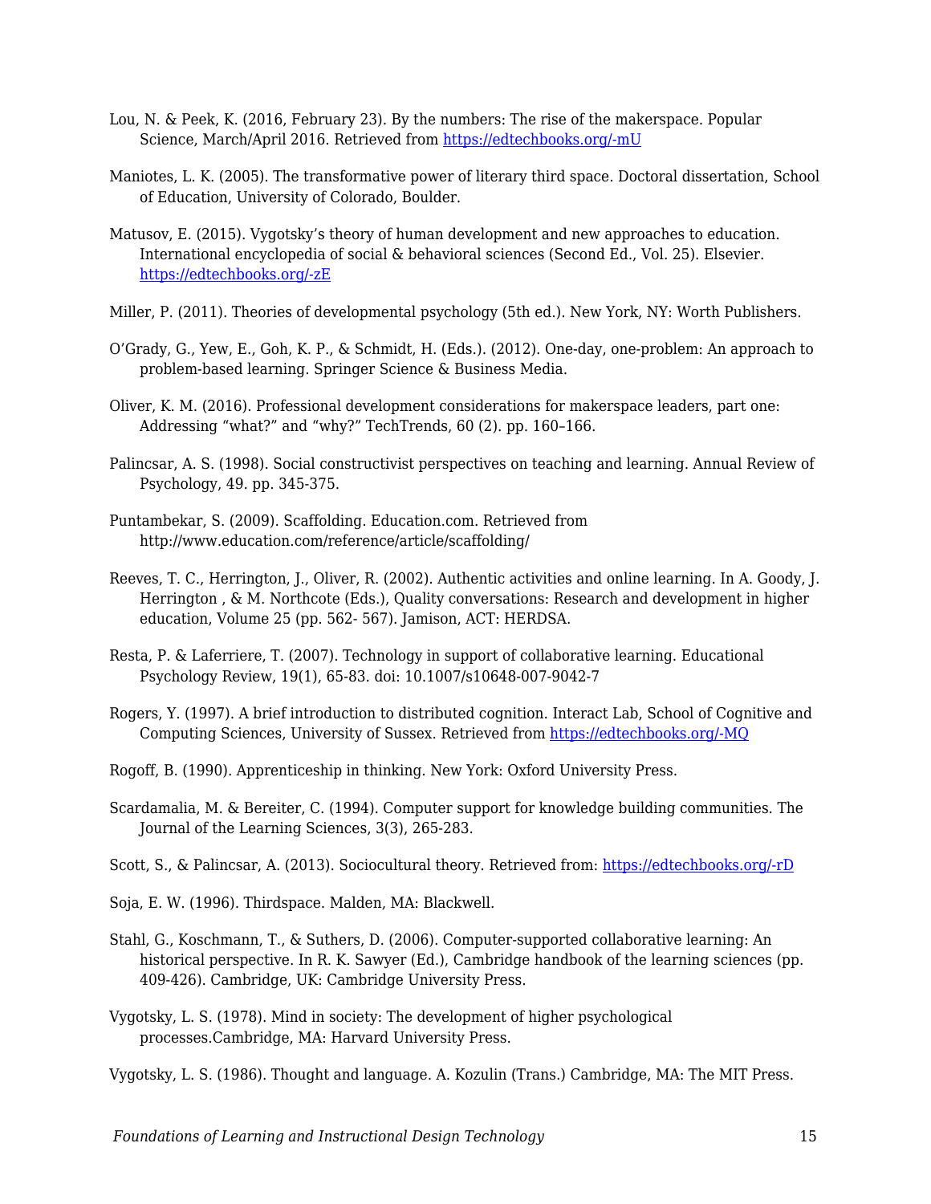Lou, N. & Peek, K. (2016, February 23). By the numbers: The rise of the makerspace. Popular Science, March/April 2016. Retrieved from [https://edtechbooks.org/-mU](https://edtechbooks.org/-mU)

Maniotes, L. K. (2005). The transformative power of literary third space. Doctoral dissertation, School of Education, University of Colorado, Boulder.

Matusov, E. (2015). Vygotsky's theory of human development and new approaches to education. International encyclopedia of social & behavioral sciences (Second Ed., Vol. 25). Elsevier. [https://edtechbooks.org/-zE](https://edtechbooks.org/-zE)

Miller, P. (2011). Theories of developmental psychology (5th ed.). New York, NY: Worth Publishers.

O'Grady, G., Yew, E., Goh, K. P., & Schmidt, H. (Eds.). (2012). One-day, one-problem: An approach to problem-based learning. Springer Science & Business Media.

Oliver, K. M. (2016). Professional development considerations for makerspace leaders, part one: Addressing "what?" and "why?" TechTrends, 60 (2). pp. 160–166.

Palincsar, A. S. (1998). Social constructivist perspectives on teaching and learning. Annual Review of Psychology, 49. pp. 345-375.

Puntambekar, S. (2009). Scaffolding. Education.com. Retrieved from http://www.education.com/reference/article/scaffolding/

Reeves, T. C., Herrington, J., Oliver, R. (2002). Authentic activities and online learning. In A. Goody, J. Herrington , & M. Northcote (Eds.), Quality conversations: Research and development in higher education, Volume 25 (pp. 562- 567). Jamison, ACT: HERDSA.

Resta, P. & Laferriere, T. (2007). Technology in support of collaborative learning. Educational Psychology Review, 19(1), 65-83. doi: 10.1007/s10648-007-9042-7

Rogers, Y. (1997). A brief introduction to distributed cognition. Interact Lab, School of Cognitive and Computing Sciences, University of Sussex. Retrieved from [https://edtechbooks.org/-MQ](https://edtechbooks.org/-MQ)

Rogoff, B. (1990). Apprenticeship in thinking. New York: Oxford University Press.

Scardamalia, M. & Bereiter, C. (1994). Computer support for knowledge building communities. The Journal of the Learning Sciences, 3(3), 265-283.

Scott, S., & Palincsar, A. (2013). Sociocultural theory. Retrieved from: [https://edtechbooks.org/-rD](https://edtechbooks.org/-rD)

Soja, E. W. (1996). Thirdspace. Malden, MA: Blackwell.

Stahl, G., Koschmann, T., & Suthers, D. (2006). Computer-supported collaborative learning: An historical perspective. In R. K. Sawyer (Ed.), Cambridge handbook of the learning sciences (pp. 409-426). Cambridge, UK: Cambridge University Press.

Vygotsky, L. S. (1978). Mind in society: The development of higher psychological processes.Cambridge, MA: Harvard University Press.

Vygotsky, L. S. (1986). Thought and language. A. Kozulin (Trans.) Cambridge, MA: The MIT Press.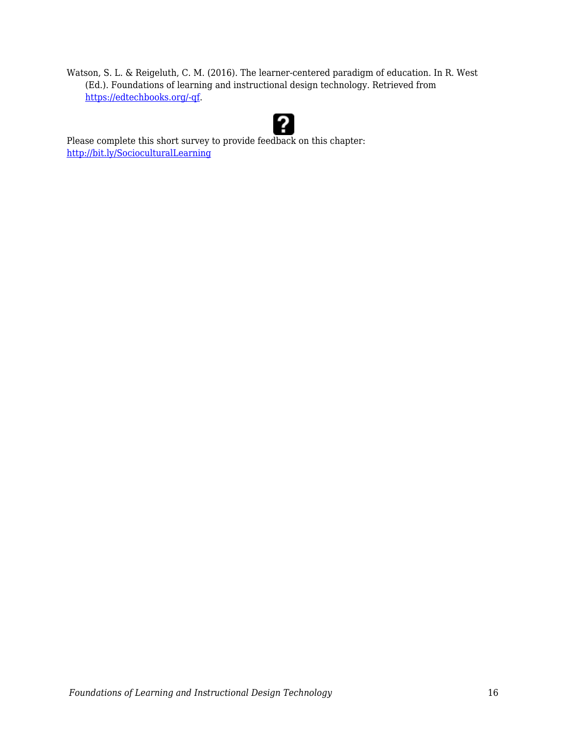Watson, S. L. & Reigeluth, C. M. (2016). The learner-centered paradigm of education. In R. West (Ed.). Foundations of learning and instructional design technology. Retrieved from [https://edtechbooks.org/-qf](https://edtechbooks.org/-qf).

Please complete this short survey to provide feedback on this chapter: [http://bit.ly/SocioculturalLearning](http://bit.ly/SocioculturalLearning)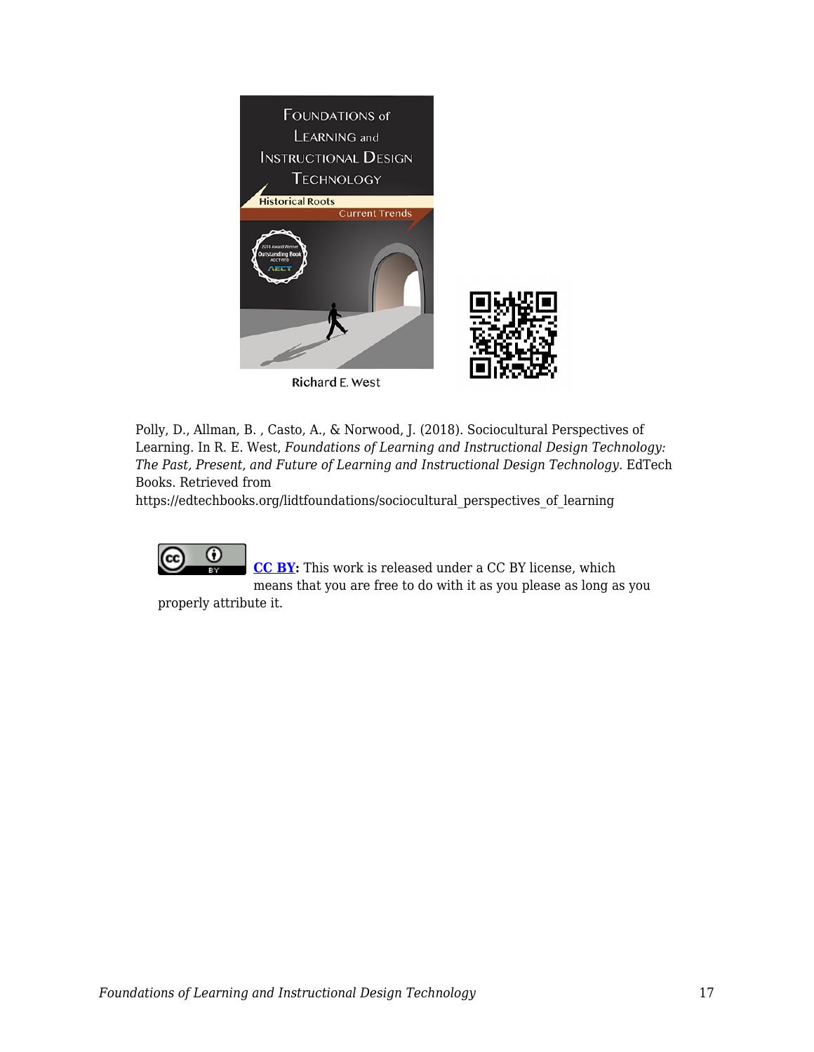Polly, D., Allman, B. , Casto, A., & Norwood, J. (2018). Sociocultural Perspectives of Learning. In R. E. West, *Foundations of Learning and Instructional Design Technology: The Past, Present, and Future of Learning and Instructional Design Technology*. EdTech Books. Retrieved from https://edtechbooks.org/lidtfoundations/sociocultural_perspectives_of_learning

**CC BY:** This work is released under a CC BY license, which means that you are free to do with it as you please as long as you properly attribute it.